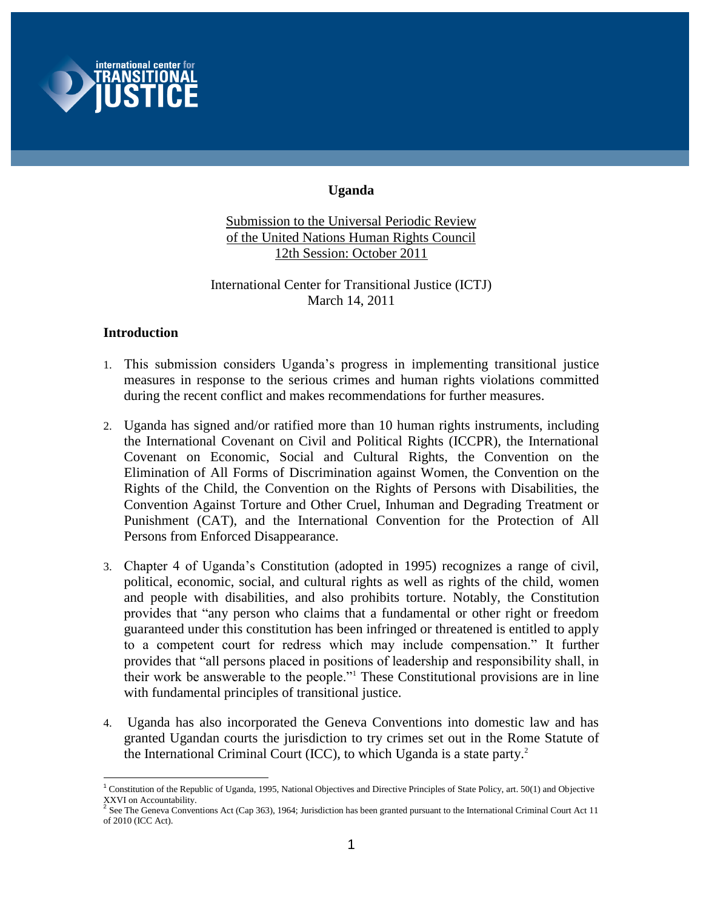**Uganda**

Submission to the Universal Periodic Review
of the United Nations Human Rights Council
12th Session: October 2011

International Center for Transitional Justice (ICTJ)
March 14, 2011

## Introduction

1. This submission considers Uganda's progress in implementing transitional justice measures in response to the serious crimes and human rights violations committed during the recent conflict and makes recommendations for further measures.

2. Uganda has signed and/or ratified more than 10 human rights instruments, including the International Covenant on Civil and Political Rights (ICCPR), the International Covenant on Economic, Social and Cultural Rights, the Convention on the Elimination of All Forms of Discrimination against Women, the Convention on the Rights of the Child, the Convention on the Rights of Persons with Disabilities, the Convention Against Torture and Other Cruel, Inhuman and Degrading Treatment or Punishment (CAT), and the International Convention for the Protection of All Persons from Enforced Disappearance.

3. Chapter 4 of Uganda's Constitution (adopted in 1995) recognizes a range of civil, political, economic, social, and cultural rights as well as rights of the child, women and people with disabilities, and also prohibits torture. Notably, the Constitution provides that "any person who claims that a fundamental or other right or freedom guaranteed under this constitution has been infringed or threatened is entitled to apply to a competent court for redress which may include compensation." It further provides that "all persons placed in positions of leadership and responsibility shall, in their work be answerable to the people."[1] These Constitutional provisions are in line with fundamental principles of transitional justice.

4. Uganda has also incorporated the Geneva Conventions into domestic law and has granted Ugandan courts the jurisdiction to try crimes set out in the Rome Statute of the International Criminal Court (ICC), to which Uganda is a state party.[2]

---

[1] Constitution of the Republic of Uganda, 1995, National Objectives and Directive Principles of State Policy, art. 50(1) and Objective XXVI on Accountability.

[2] See The Geneva Conventions Act (Cap 363), 1964; Jurisdiction has been granted pursuant to the International Criminal Court Act 11 of 2010 (ICC Act).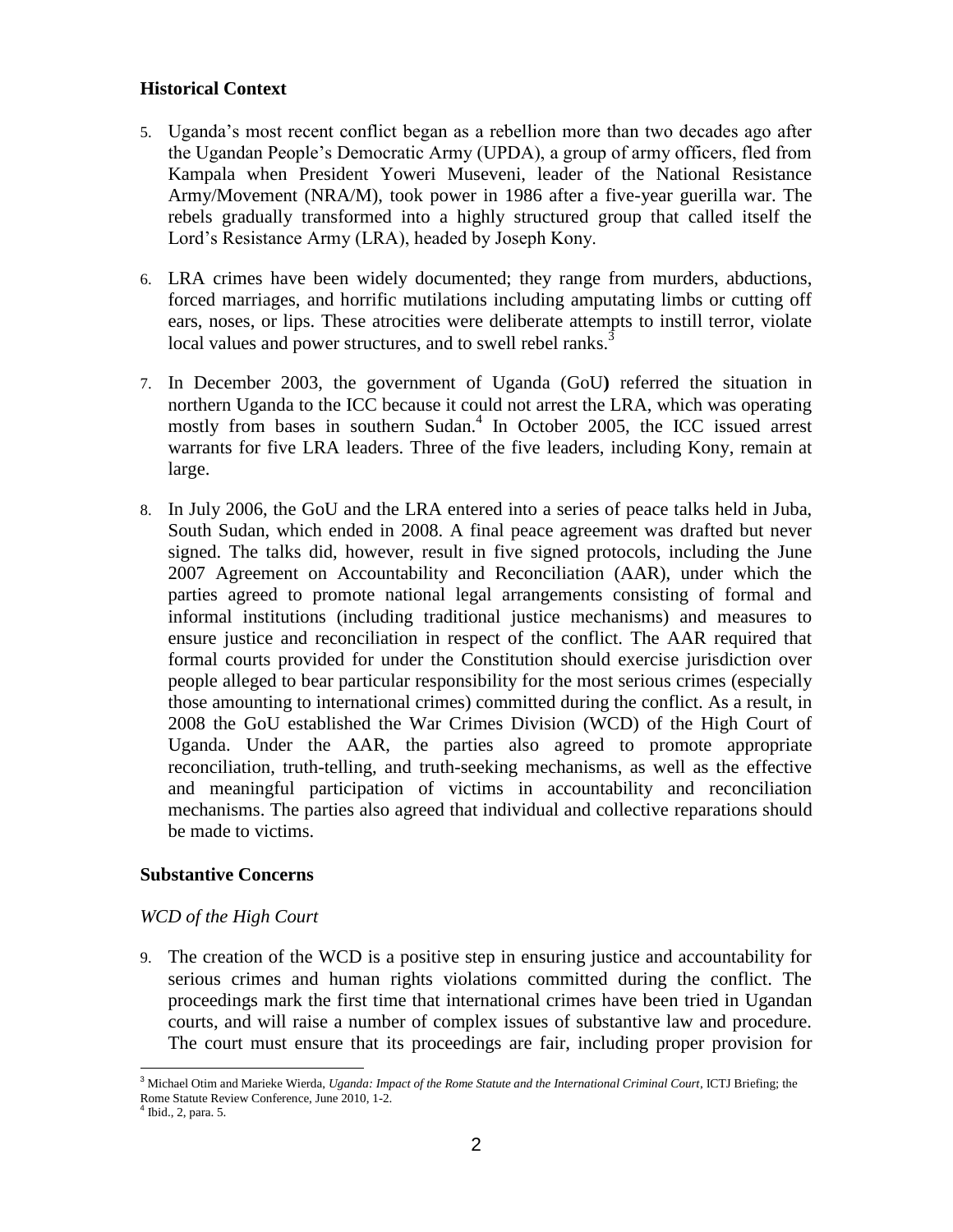## Historical Context

5. Uganda's most recent conflict began as a rebellion more than two decades ago after the Ugandan People's Democratic Army (UPDA), a group of army officers, fled from Kampala when President Yoweri Museveni, leader of the National Resistance Army/Movement (NRA/M), took power in 1986 after a five-year guerilla war. The rebels gradually transformed into a highly structured group that called itself the Lord's Resistance Army (LRA), headed by Joseph Kony.

6. LRA crimes have been widely documented; they range from murders, abductions, forced marriages, and horrific mutilations including amputating limbs or cutting off ears, noses, or lips. These atrocities were deliberate attempts to instill terror, violate local values and power structures, and to swell rebel ranks.[3]

7. In December 2003, the government of Uganda (GoU**)** referred the situation in northern Uganda to the ICC because it could not arrest the LRA, which was operating mostly from bases in southern Sudan.[4] In October 2005, the ICC issued arrest warrants for five LRA leaders. Three of the five leaders, including Kony, remain at large.

8. In July 2006, the GoU and the LRA entered into a series of peace talks held in Juba, South Sudan, which ended in 2008. A final peace agreement was drafted but never signed. The talks did, however, result in five signed protocols, including the June 2007 Agreement on Accountability and Reconciliation (AAR), under which the parties agreed to promote national legal arrangements consisting of formal and informal institutions (including traditional justice mechanisms) and measures to ensure justice and reconciliation in respect of the conflict. The AAR required that formal courts provided for under the Constitution should exercise jurisdiction over people alleged to bear particular responsibility for the most serious crimes (especially those amounting to international crimes) committed during the conflict. As a result, in 2008 the GoU established the War Crimes Division (WCD) of the High Court of Uganda. Under the AAR, the parties also agreed to promote appropriate reconciliation, truth-telling, and truth-seeking mechanisms, as well as the effective and meaningful participation of victims in accountability and reconciliation mechanisms. The parties also agreed that individual and collective reparations should be made to victims.

## Substantive Concerns

### *WCD of the High Court*

9. The creation of the WCD is a positive step in ensuring justice and accountability for serious crimes and human rights violations committed during the conflict. The proceedings mark the first time that international crimes have been tried in Ugandan courts, and will raise a number of complex issues of substantive law and procedure. The court must ensure that its proceedings are fair, including proper provision for

---

[3] Michael Otim and Marieke Wierda, *Uganda: Impact of the Rome Statute and the International Criminal Court*, ICTJ Briefing; the Rome Statute Review Conference, June 2010, 1-2.

[4] Ibid., 2, para. 5.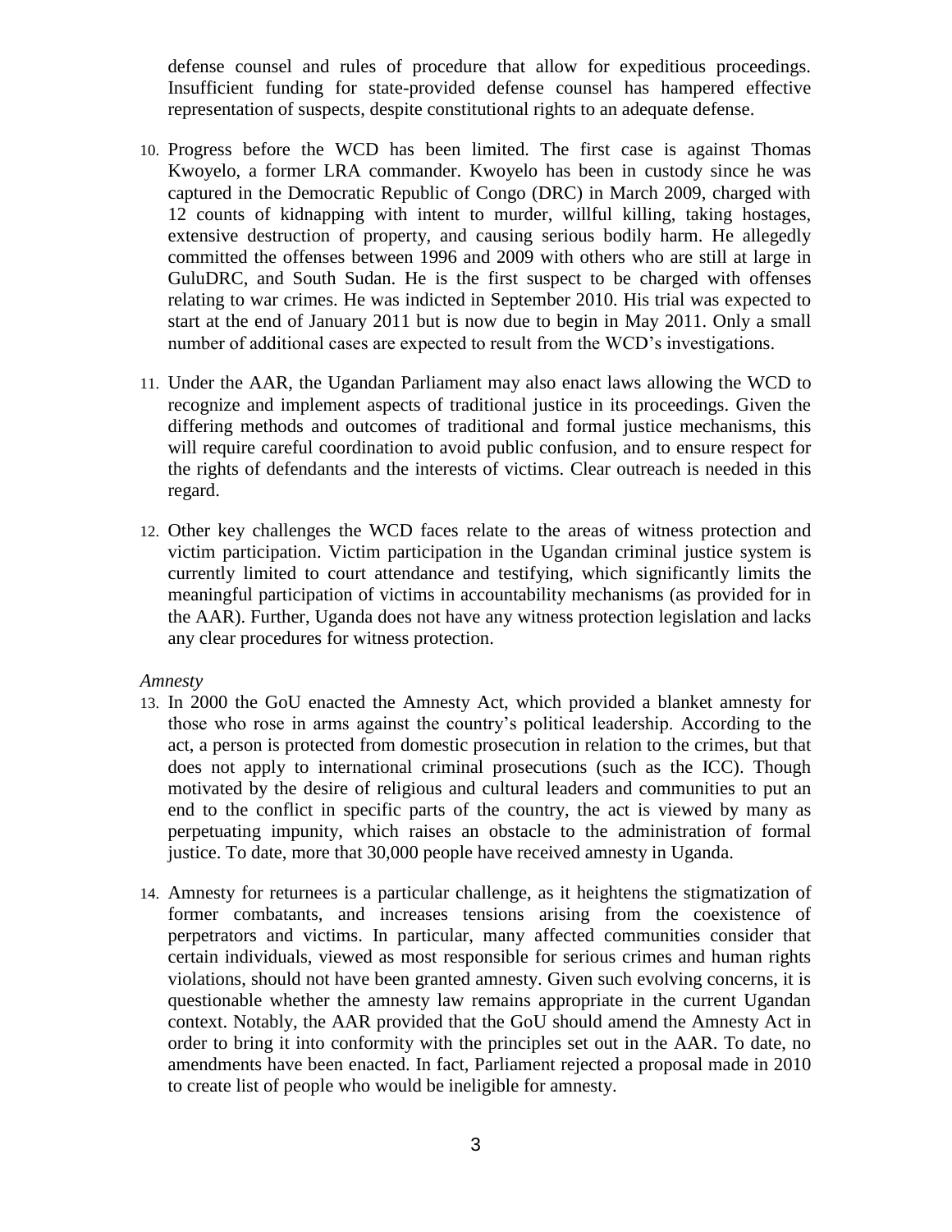defense counsel and rules of procedure that allow for expeditious proceedings. Insufficient funding for state-provided defense counsel has hampered effective representation of suspects, despite constitutional rights to an adequate defense.

10. Progress before the WCD has been limited. The first case is against Thomas Kwoyelo, a former LRA commander. Kwoyelo has been in custody since he was captured in the Democratic Republic of Congo (DRC) in March 2009, charged with 12 counts of kidnapping with intent to murder, willful killing, taking hostages, extensive destruction of property, and causing serious bodily harm. He allegedly committed the offenses between 1996 and 2009 with others who are still at large in GuluDRC, and South Sudan. He is the first suspect to be charged with offenses relating to war crimes. He was indicted in September 2010. His trial was expected to start at the end of January 2011 but is now due to begin in May 2011. Only a small number of additional cases are expected to result from the WCD's investigations.

11. Under the AAR, the Ugandan Parliament may also enact laws allowing the WCD to recognize and implement aspects of traditional justice in its proceedings. Given the differing methods and outcomes of traditional and formal justice mechanisms, this will require careful coordination to avoid public confusion, and to ensure respect for the rights of defendants and the interests of victims. Clear outreach is needed in this regard.

12. Other key challenges the WCD faces relate to the areas of witness protection and victim participation. Victim participation in the Ugandan criminal justice system is currently limited to court attendance and testifying, which significantly limits the meaningful participation of victims in accountability mechanisms (as provided for in the AAR). Further, Uganda does not have any witness protection legislation and lacks any clear procedures for witness protection.

*Amnesty*

13. In 2000 the GoU enacted the Amnesty Act, which provided a blanket amnesty for those who rose in arms against the country's political leadership. According to the act, a person is protected from domestic prosecution in relation to the crimes, but that does not apply to international criminal prosecutions (such as the ICC). Though motivated by the desire of religious and cultural leaders and communities to put an end to the conflict in specific parts of the country, the act is viewed by many as perpetuating impunity, which raises an obstacle to the administration of formal justice. To date, more that 30,000 people have received amnesty in Uganda.

14. Amnesty for returnees is a particular challenge, as it heightens the stigmatization of former combatants, and increases tensions arising from the coexistence of perpetrators and victims. In particular, many affected communities consider that certain individuals, viewed as most responsible for serious crimes and human rights violations, should not have been granted amnesty. Given such evolving concerns, it is questionable whether the amnesty law remains appropriate in the current Ugandan context. Notably, the AAR provided that the GoU should amend the Amnesty Act in order to bring it into conformity with the principles set out in the AAR. To date, no amendments have been enacted. In fact, Parliament rejected a proposal made in 2010 to create list of people who would be ineligible for amnesty.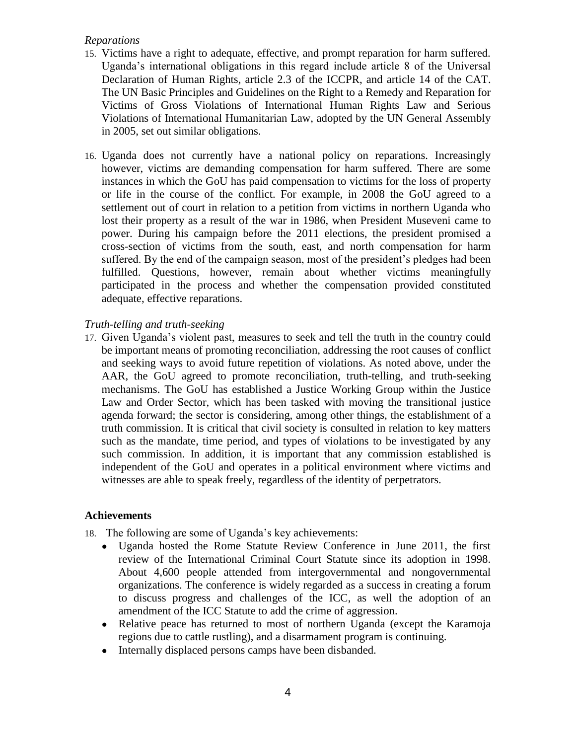*Reparations*

15. Victims have a right to adequate, effective, and prompt reparation for harm suffered. Uganda's international obligations in this regard include article 8 of the Universal Declaration of Human Rights, article 2.3 of the ICCPR, and article 14 of the CAT. The UN Basic Principles and Guidelines on the Right to a Remedy and Reparation for Victims of Gross Violations of International Human Rights Law and Serious Violations of International Humanitarian Law, adopted by the UN General Assembly in 2005, set out similar obligations.

16. Uganda does not currently have a national policy on reparations. Increasingly however, victims are demanding compensation for harm suffered. There are some instances in which the GoU has paid compensation to victims for the loss of property or life in the course of the conflict. For example, in 2008 the GoU agreed to a settlement out of court in relation to a petition from victims in northern Uganda who lost their property as a result of the war in 1986, when President Museveni came to power. During his campaign before the 2011 elections, the president promised a cross-section of victims from the south, east, and north compensation for harm suffered. By the end of the campaign season, most of the president's pledges had been fulfilled. Questions, however, remain about whether victims meaningfully participated in the process and whether the compensation provided constituted adequate, effective reparations.

*Truth-telling and truth-seeking*

17. Given Uganda's violent past, measures to seek and tell the truth in the country could be important means of promoting reconciliation, addressing the root causes of conflict and seeking ways to avoid future repetition of violations. As noted above, under the AAR, the GoU agreed to promote reconciliation, truth-telling, and truth-seeking mechanisms. The GoU has established a Justice Working Group within the Justice Law and Order Sector, which has been tasked with moving the transitional justice agenda forward; the sector is considering, among other things, the establishment of a truth commission. It is critical that civil society is consulted in relation to key matters such as the mandate, time period, and types of violations to be investigated by any such commission. In addition, it is important that any commission established is independent of the GoU and operates in a political environment where victims and witnesses are able to speak freely, regardless of the identity of perpetrators.

## Achievements

18. The following are some of Uganda's key achievements:
    - Uganda hosted the Rome Statute Review Conference in June 2011, the first review of the International Criminal Court Statute since its adoption in 1998. About 4,600 people attended from intergovernmental and nongovernmental organizations. The conference is widely regarded as a success in creating a forum to discuss progress and challenges of the ICC, as well the adoption of an amendment of the ICC Statute to add the crime of aggression.
    - Relative peace has returned to most of northern Uganda (except the Karamoja regions due to cattle rustling), and a disarmament program is continuing.
    - Internally displaced persons camps have been disbanded.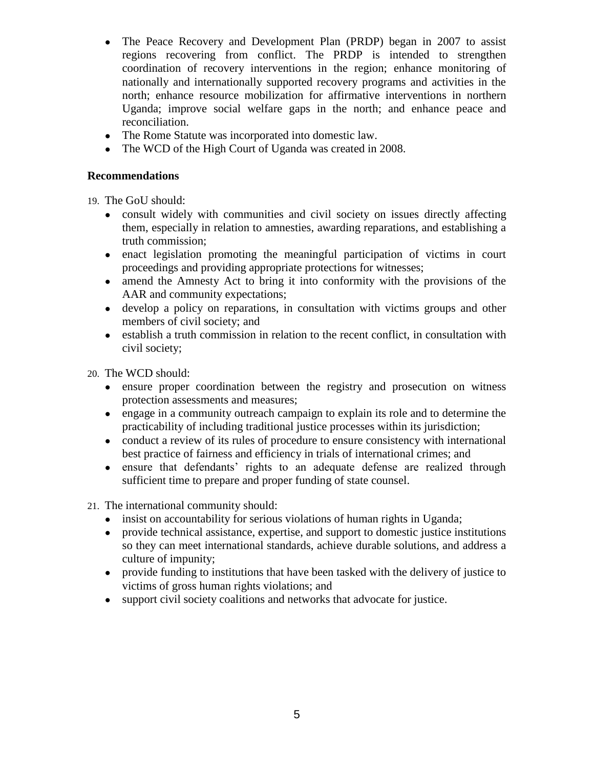- The Peace Recovery and Development Plan (PRDP) began in 2007 to assist regions recovering from conflict. The PRDP is intended to strengthen coordination of recovery interventions in the region; enhance monitoring of nationally and internationally supported recovery programs and activities in the north; enhance resource mobilization for affirmative interventions in northern Uganda; improve social welfare gaps in the north; and enhance peace and reconciliation.
- The Rome Statute was incorporated into domestic law.
- The WCD of the High Court of Uganda was created in 2008.

**Recommendations**

19. The GoU should:
    - consult widely with communities and civil society on issues directly affecting them, especially in relation to amnesties, awarding reparations, and establishing a truth commission;
    - enact legislation promoting the meaningful participation of victims in court proceedings and providing appropriate protections for witnesses;
    - amend the Amnesty Act to bring it into conformity with the provisions of the AAR and community expectations;
    - develop a policy on reparations, in consultation with victims groups and other members of civil society; and
    - establish a truth commission in relation to the recent conflict, in consultation with civil society;

20. The WCD should:
    - ensure proper coordination between the registry and prosecution on witness protection assessments and measures;
    - engage in a community outreach campaign to explain its role and to determine the practicability of including traditional justice processes within its jurisdiction;
    - conduct a review of its rules of procedure to ensure consistency with international best practice of fairness and efficiency in trials of international crimes; and
    - ensure that defendants' rights to an adequate defense are realized through sufficient time to prepare and proper funding of state counsel.

21. The international community should:
    - insist on accountability for serious violations of human rights in Uganda;
    - provide technical assistance, expertise, and support to domestic justice institutions so they can meet international standards, achieve durable solutions, and address a culture of impunity;
    - provide funding to institutions that have been tasked with the delivery of justice to victims of gross human rights violations; and
    - support civil society coalitions and networks that advocate for justice.